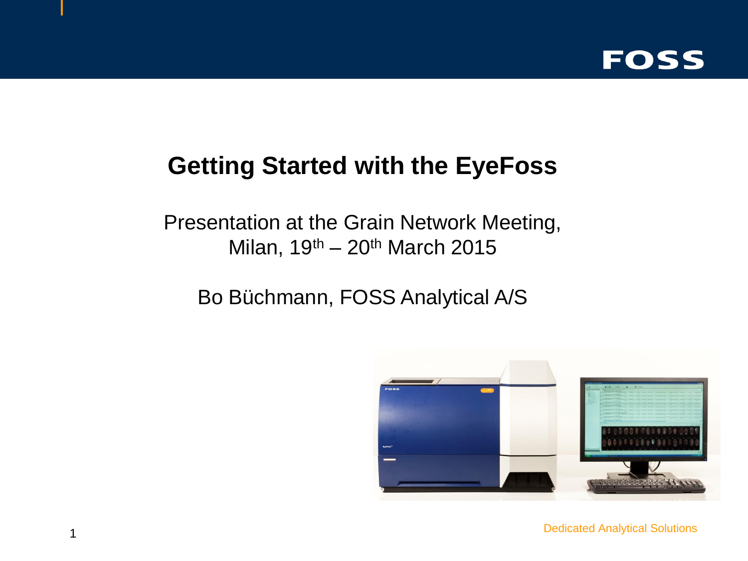# Getting Started with the EyeFoss

Presentation at the Grain Network Meeting, Milan, 19th – 20th March 2015

Bo Büchmann, FOSS Analytical A/S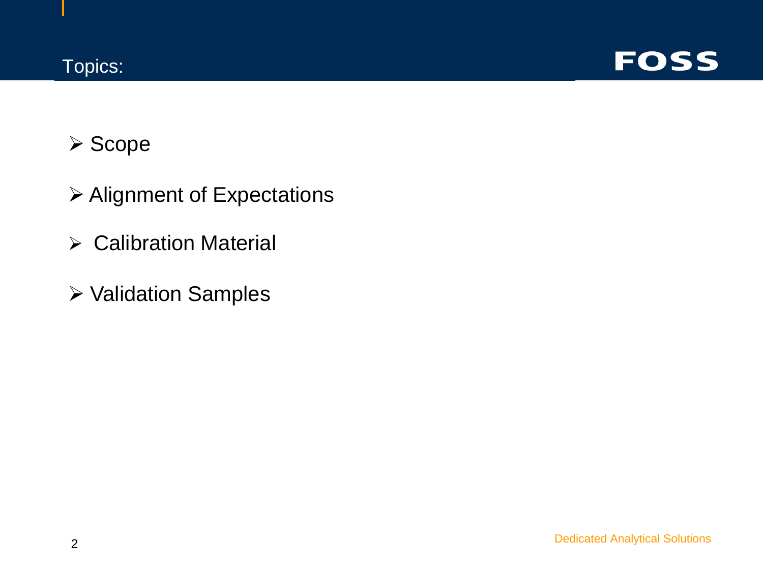## Topics:

- Scope
- Alignment of Expectations
- Calibration Material
- Validation Samples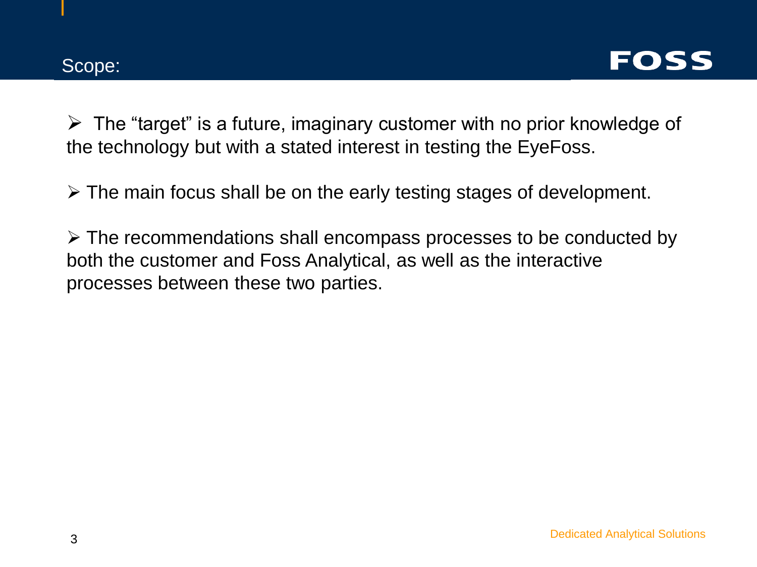## Scope:

- The “target” is a future, imaginary customer with no prior knowledge of the technology but with a stated interest in testing the EyeFoss.
- The main focus shall be on the early testing stages of development.
- The recommendations shall encompass processes to be conducted by both the customer and Foss Analytical, as well as the interactive processes between these two parties.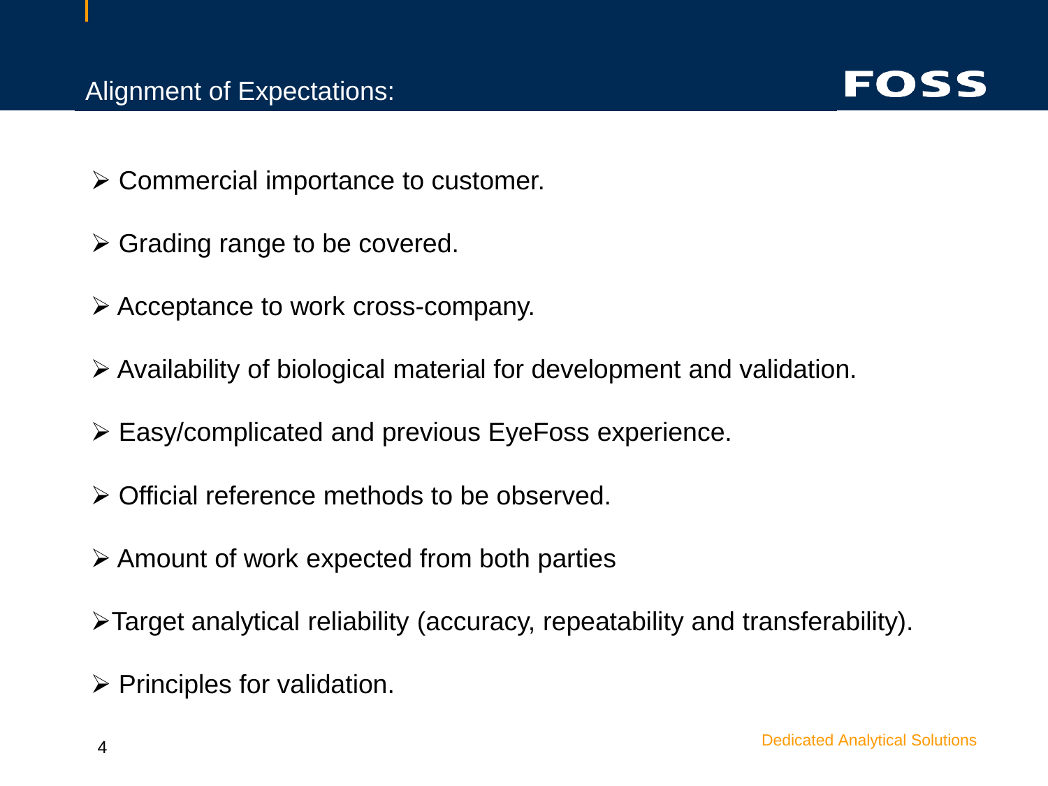## Alignment of Expectations:

- Commercial importance to customer.
- Grading range to be covered.
- Acceptance to work cross-company.
- Availability of biological material for development and validation.
- Easy/complicated and previous EyeFoss experience.
- Official reference methods to be observed.
- Amount of work expected from both parties
- Target analytical reliability (accuracy, repeatability and transferability).
- Principles for validation.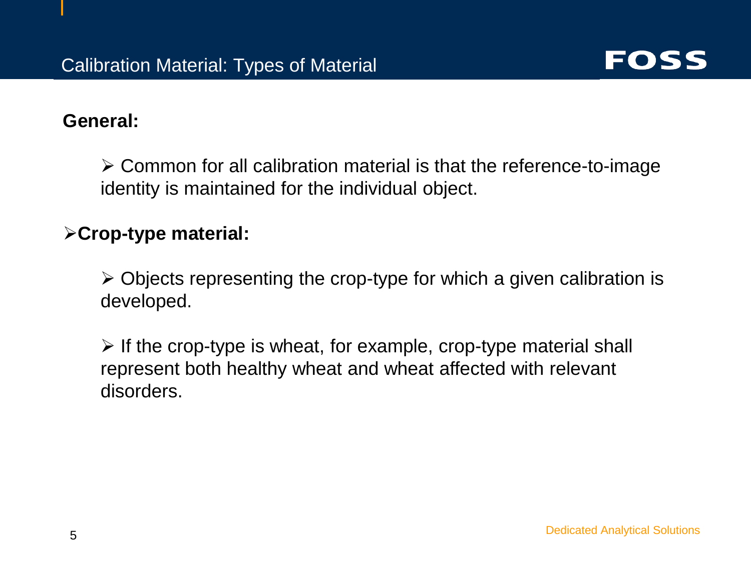# Calibration Material: Types of Material

**General:**

- Common for all calibration material is that the reference-to-image identity is maintained for the individual object.

- **Crop-type material:**
  - Objects representing the crop-type for which a given calibration is developed.
  - If the crop-type is wheat, for example, crop-type material shall represent both healthy wheat and wheat affected with relevant disorders.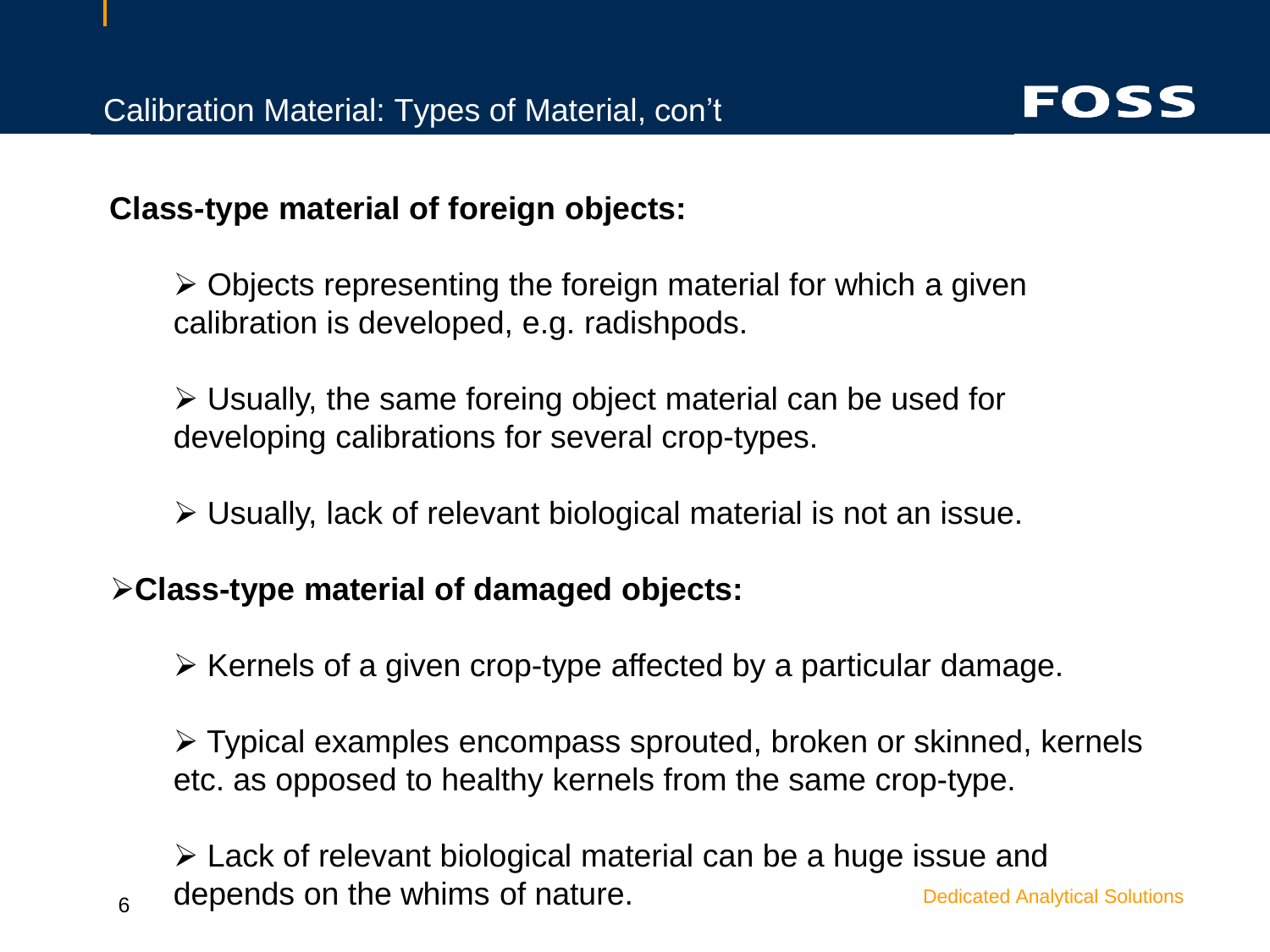## Calibration Material: Types of Material, con't

**Class-type material of foreign objects:**

- Objects representing the foreign material for which a given calibration is developed, e.g. radishpods.
- Usually, the same foreing object material can be used for developing calibrations for several crop-types.
- Usually, lack of relevant biological material is not an issue.

**Class-type material of damaged objects:**

- Kernels of a given crop-type affected by a particular damage.
- Typical examples encompass sprouted, broken or skinned, kernels etc. as opposed to healthy kernels from the same crop-type.
- Lack of relevant biological material can be a huge issue and depends on the whims of nature.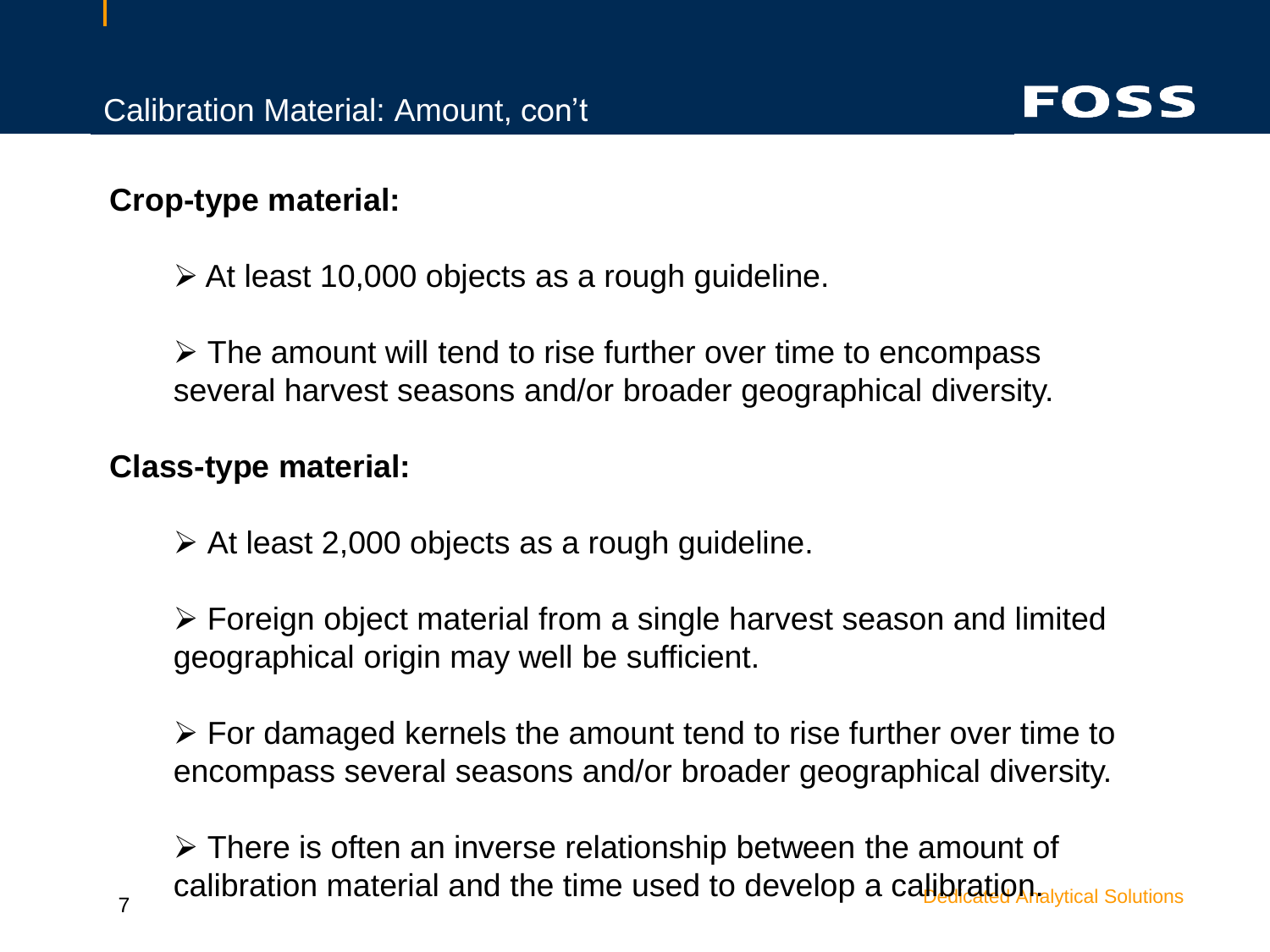# Calibration Material: Amount, con't

**Crop-type material:**

- At least 10,000 objects as a rough guideline.
- The amount will tend to rise further over time to encompass several harvest seasons and/or broader geographical diversity.

**Class-type material:**

- At least 2,000 objects as a rough guideline.
- Foreign object material from a single harvest season and limited geographical origin may well be sufficient.
- For damaged kernels the amount tend to rise further over time to encompass several seasons and/or broader geographical diversity.
- There is often an inverse relationship between the amount of calibration material and the time used to develop a calibration.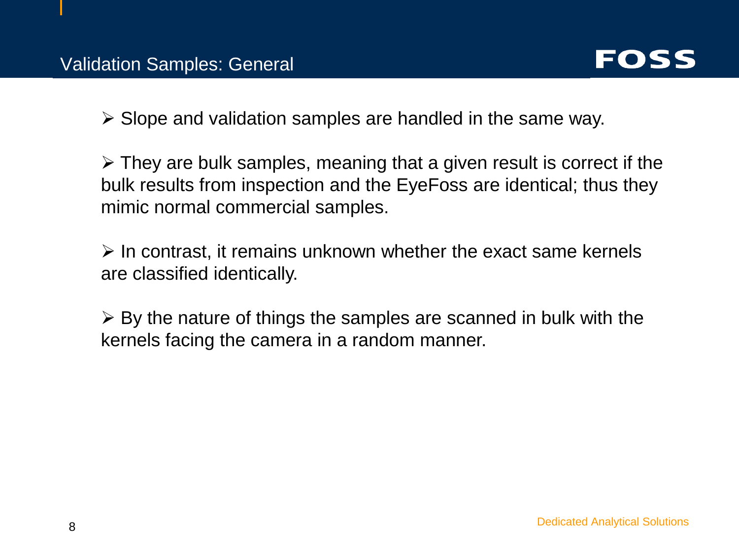## Validation Samples: General

- Slope and validation samples are handled in the same way.
- They are bulk samples, meaning that a given result is correct if the bulk results from inspection and the EyeFoss are identical; thus they mimic normal commercial samples.
- In contrast, it remains unknown whether the exact same kernels are classified identically.
- By the nature of things the samples are scanned in bulk with the kernels facing the camera in a random manner.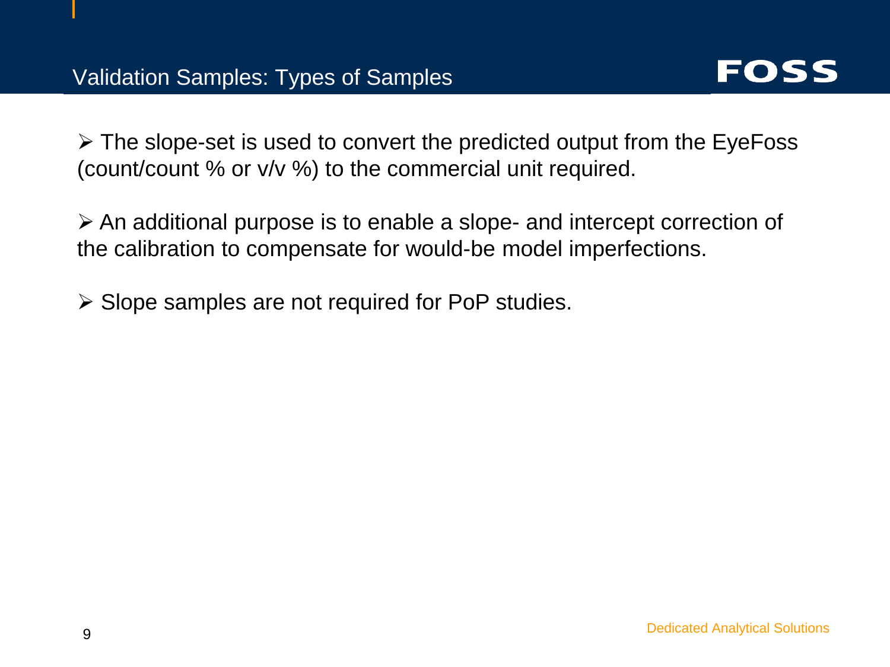## Validation Samples: Types of Samples

- The slope-set is used to convert the predicted output from the EyeFoss (count/count % or v/v %) to the commercial unit required.

- An additional purpose is to enable a slope- and intercept correction of the calibration to compensate for would-be model imperfections.

- Slope samples are not required for PoP studies.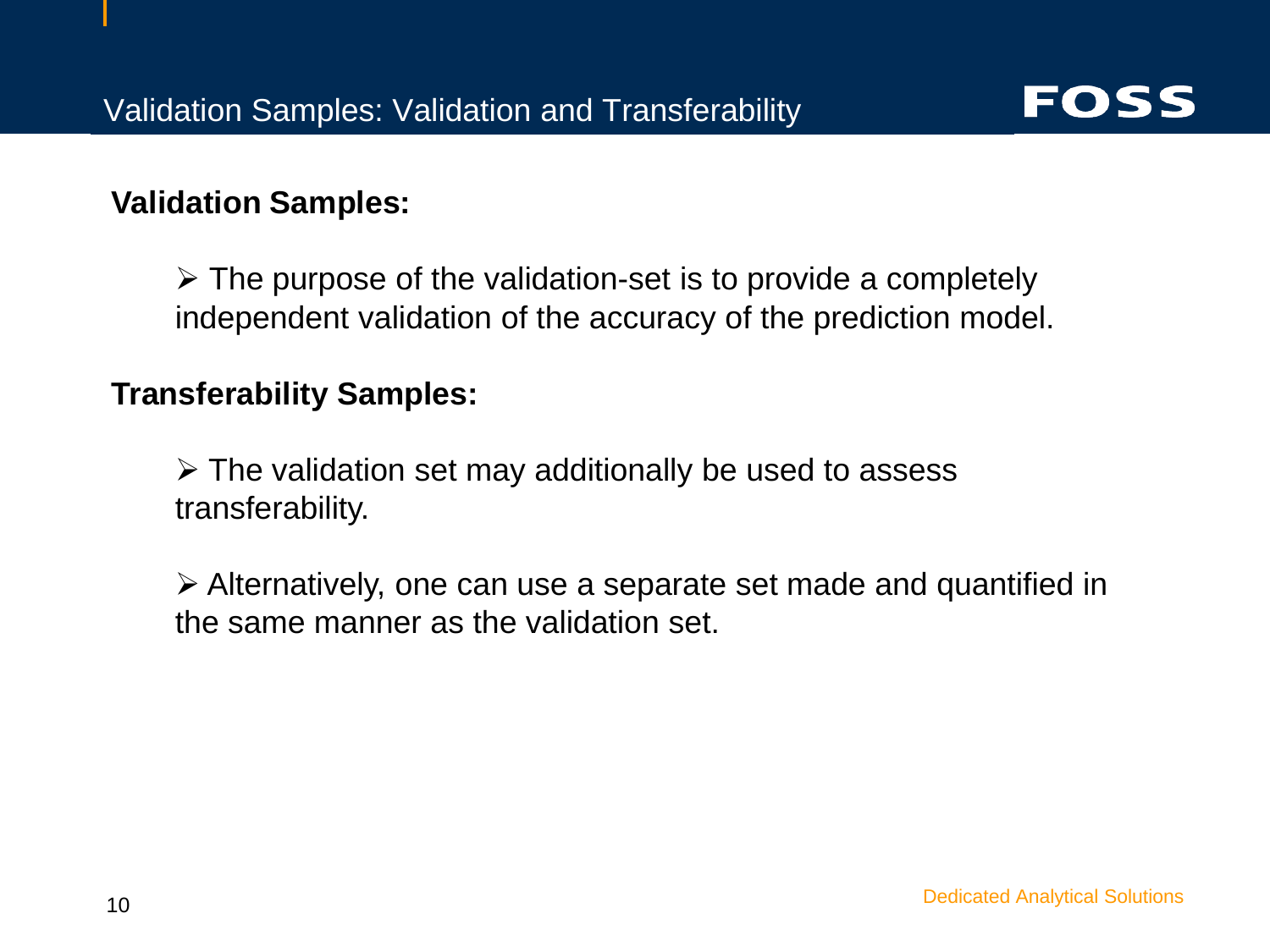# Validation Samples: Validation and Transferability

**Validation Samples:**

- The purpose of the validation-set is to provide a completely independent validation of the accuracy of the prediction model.

**Transferability Samples:**

- The validation set may additionally be used to assess transferability.

- Alternatively, one can use a separate set made and quantified in the same manner as the validation set.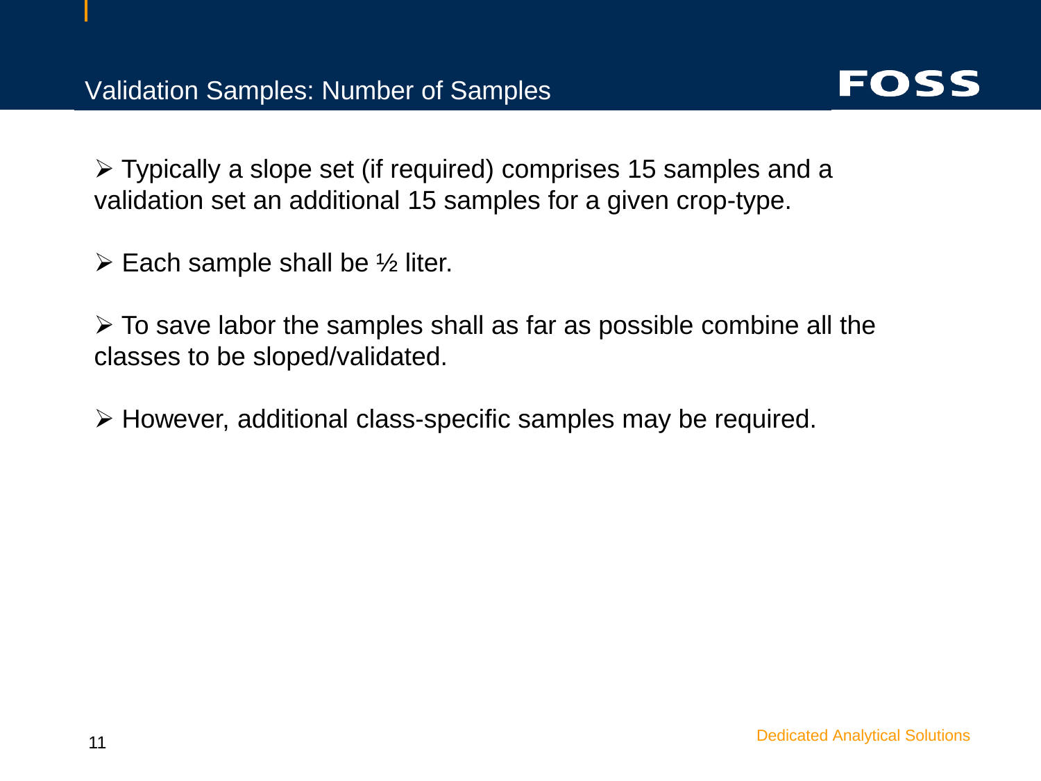## Validation Samples: Number of Samples

- Typically a slope set (if required) comprises 15 samples and a validation set an additional 15 samples for a given crop-type.
- Each sample shall be ½ liter.
- To save labor the samples shall as far as possible combine all the classes to be sloped/validated.
- However, additional class-specific samples may be required.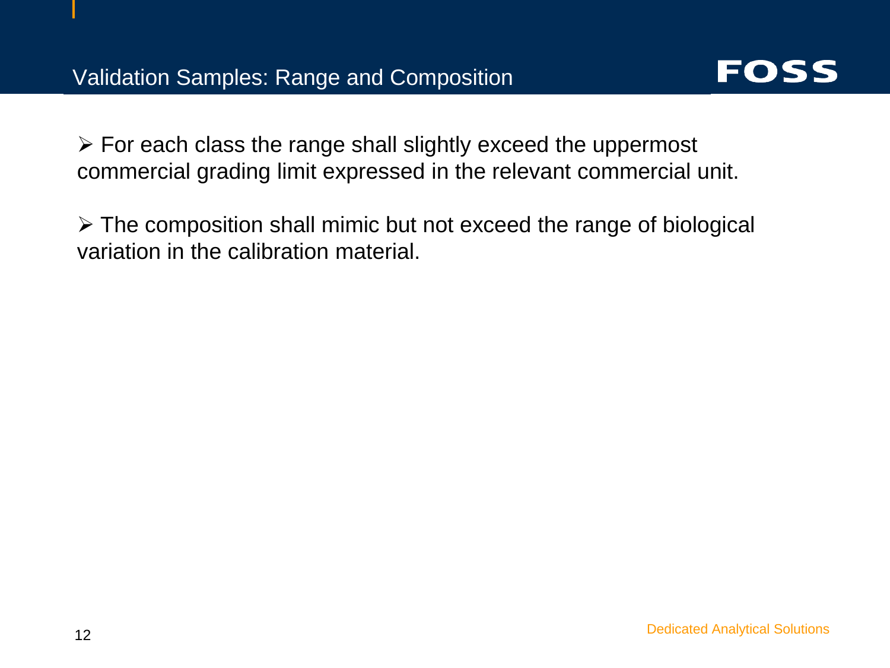# Validation Samples: Range and Composition

- For each class the range shall slightly exceed the uppermost commercial grading limit expressed in the relevant commercial unit.

- The composition shall mimic but not exceed the range of biological variation in the calibration material.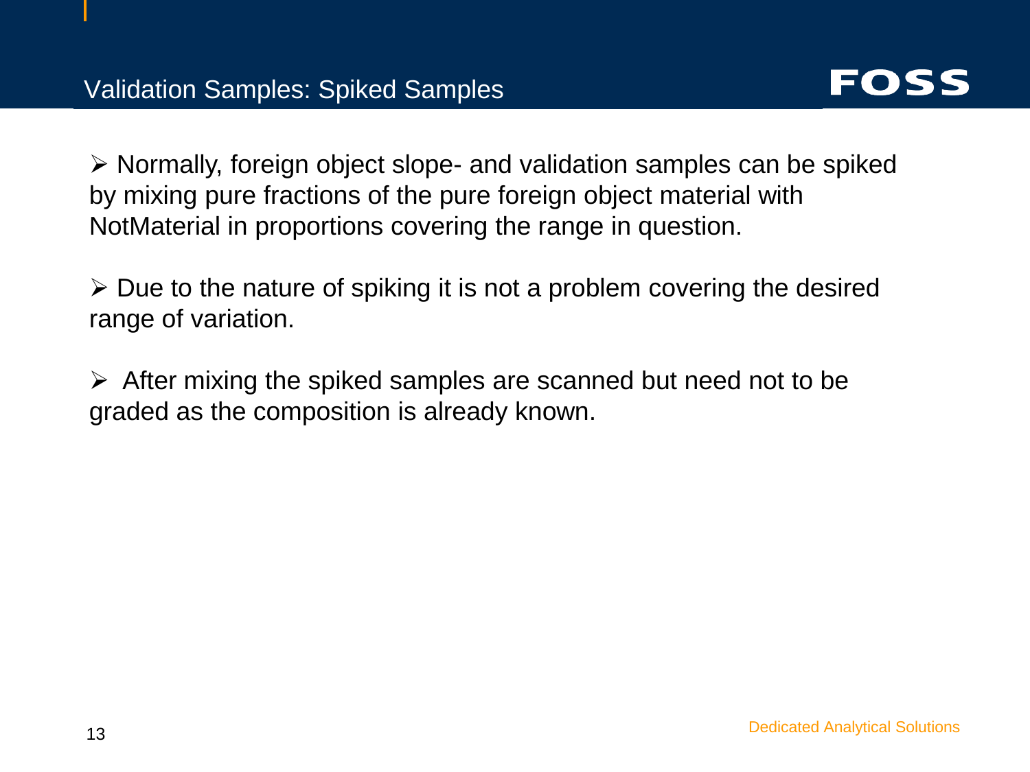## Validation Samples: Spiked Samples

- Normally, foreign object slope- and validation samples can be spiked by mixing pure fractions of the pure foreign object material with NotMaterial in proportions covering the range in question.

- Due to the nature of spiking it is not a problem covering the desired range of variation.

- After mixing the spiked samples are scanned but need not to be graded as the composition is already known.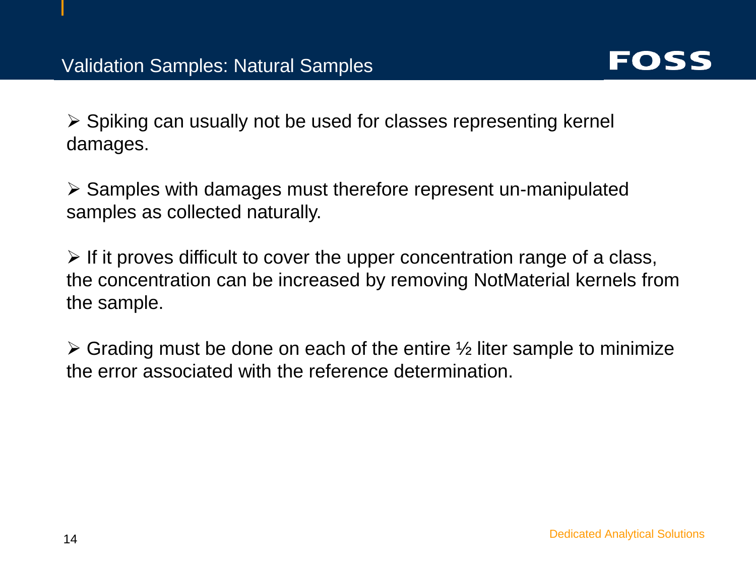# Validation Samples: Natural Samples

- Spiking can usually not be used for classes representing kernel damages.

- Samples with damages must therefore represent un-manipulated samples as collected naturally.

- If it proves difficult to cover the upper concentration range of a class, the concentration can be increased by removing NotMaterial kernels from the sample.

- Grading must be done on each of the entire ½ liter sample to minimize the error associated with the reference determination.